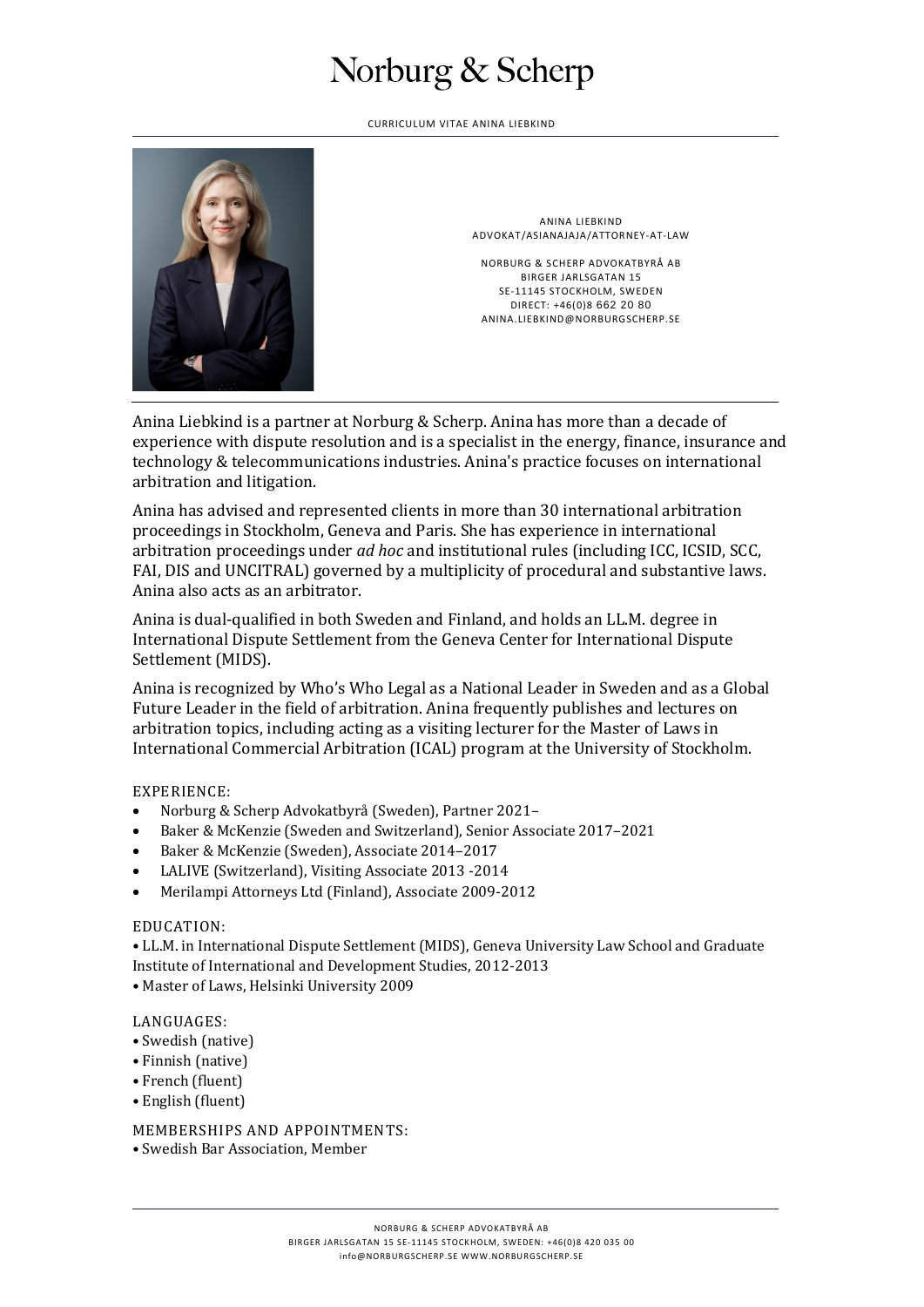# Norburg & Scherp

CURRICULUM VITAE ANINA LIEBKIND

ANINA LIEBKIND
ADVOKAT/ASIANAJAJA/ATTORNEY-AT-LAW

NORBURG & SCHERP ADVOKATBYRÅ AB
BIRGER JARLSGATAN 15
SE-11145 STOCKHOLM, SWEDEN
DIRECT: +46(0)8 662 20 80
ANINA.LIEBKIND@NORBURGSCHERP.SE

---

Anina Liebkind is a partner at Norburg & Scherp. Anina has more than a decade of experience with dispute resolution and is a specialist in the energy, finance, insurance and technology & telecommunications industries. Anina's practice focuses on international arbitration and litigation.

Anina has advised and represented clients in more than 30 international arbitration proceedings in Stockholm, Geneva and Paris. She has experience in international arbitration proceedings under *ad hoc* and institutional rules (including ICC, ICSID, SCC, FAI, DIS and UNCITRAL) governed by a multiplicity of procedural and substantive laws. Anina also acts as an arbitrator.

Anina is dual-qualified in both Sweden and Finland, and holds an LL.M. degree in International Dispute Settlement from the Geneva Center for International Dispute Settlement (MIDS).

Anina is recognized by Who's Who Legal as a National Leader in Sweden and as a Global Future Leader in the field of arbitration. Anina frequently publishes and lectures on arbitration topics, including acting as a visiting lecturer for the Master of Laws in International Commercial Arbitration (ICAL) program at the University of Stockholm.

EXPERIENCE:

- Norburg & Scherp Advokatbyrå (Sweden), Partner 2021–
- Baker & McKenzie (Sweden and Switzerland), Senior Associate 2017–2021
- Baker & McKenzie (Sweden), Associate 2014–2017
- LALIVE (Switzerland), Visiting Associate 2013 -2014
- Merilampi Attorneys Ltd (Finland), Associate 2009-2012

EDUCATION:

- LL.M. in International Dispute Settlement (MIDS), Geneva University Law School and Graduate Institute of International and Development Studies, 2012-2013
- Master of Laws, Helsinki University 2009

LANGUAGES:

- Swedish (native)
- Finnish (native)
- French (fluent)
- English (fluent)

MEMBERSHIPS AND APPOINTMENTS:

- Swedish Bar Association, Member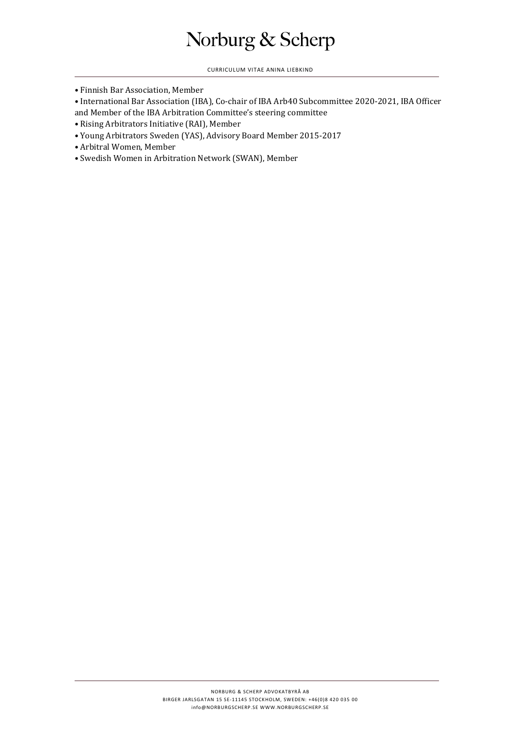- Finnish Bar Association, Member
- International Bar Association (IBA), Co-chair of IBA Arb40 Subcommittee 2020-2021, IBA Officer and Member of the IBA Arbitration Committee's steering committee
- Rising Arbitrators Initiative (RAI), Member
- Young Arbitrators Sweden (YAS), Advisory Board Member 2015-2017
- Arbitral Women, Member
- Swedish Women in Arbitration Network (SWAN), Member